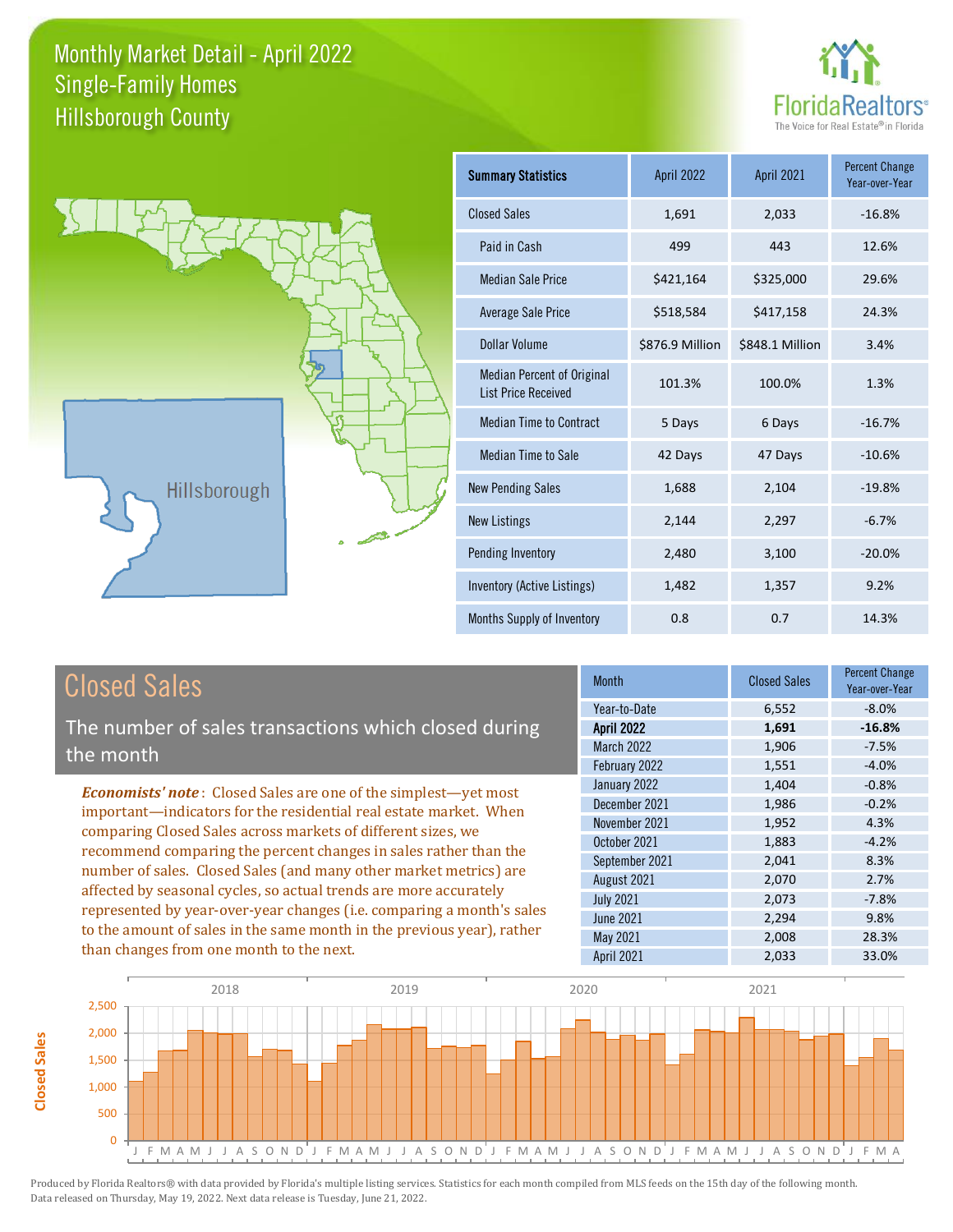# Monthly Market Detail - April 2022
## Single-Family Homes
## Hillsborough County

FloridaRealtors®
The Voice for Real Estate® in Florida

Hillsborough

| Summary Statistics | April 2022 | April 2021 | Percent Change Year-over-Year |
|---|---|---|---|
| Closed Sales | 1,691 | 2,033 | -16.8% |
| Paid in Cash | 499 | 443 | 12.6% |
| Median Sale Price | $421,164 | $325,000 | 29.6% |
| Average Sale Price | $518,584 | $417,158 | 24.3% |
| Dollar Volume | $876.9 Million | $848.1 Million | 3.4% |
| Median Percent of Original List Price Received | 101.3% | 100.0% | 1.3% |
| Median Time to Contract | 5 Days | 6 Days | -16.7% |
| Median Time to Sale | 42 Days | 47 Days | -10.6% |
| New Pending Sales | 1,688 | 2,104 | -19.8% |
| New Listings | 2,144 | 2,297 | -6.7% |
| Pending Inventory | 2,480 | 3,100 | -20.0% |
| Inventory (Active Listings) | 1,482 | 1,357 | 9.2% |
| Months Supply of Inventory | 0.8 | 0.7 | 14.3% |

## Closed Sales

The number of sales transactions which closed during the month

***Economists' note***: Closed Sales are one of the simplest—yet most important—indicators for the residential real estate market. When comparing Closed Sales across markets of different sizes, we recommend comparing the percent changes in sales rather than the number of sales. Closed Sales (and many other market metrics) are affected by seasonal cycles, so actual trends are more accurately represented by year-over-year changes (i.e. comparing a month's sales to the amount of sales in the same month in the previous year), rather than changes from one month to the next.

| Month | Closed Sales | Percent Change Year-over-Year |
|---|---|---|
| Year-to-Date | 6,552 | -8.0% |
| **April 2022** | **1,691** | **-16.8%** |
| March 2022 | 1,906 | -7.5% |
| February 2022 | 1,551 | -4.0% |
| January 2022 | 1,404 | -0.8% |
| December 2021 | 1,986 | -0.2% |
| November 2021 | 1,952 | 4.3% |
| October 2021 | 1,883 | -4.2% |
| September 2021 | 2,041 | 8.3% |
| August 2021 | 2,070 | 2.7% |
| July 2021 | 2,073 | -7.8% |
| June 2021 | 2,294 | 9.8% |
| May 2021 | 2,008 | 28.3% |
| April 2021 | 2,033 | 33.0% |

Produced by Florida Realtors® with data provided by Florida's multiple listing services. Statistics for each month compiled from MLS feeds on the 15th day of the following month. Data released on Thursday, May 19, 2022. Next data release is Tuesday, June 21, 2022.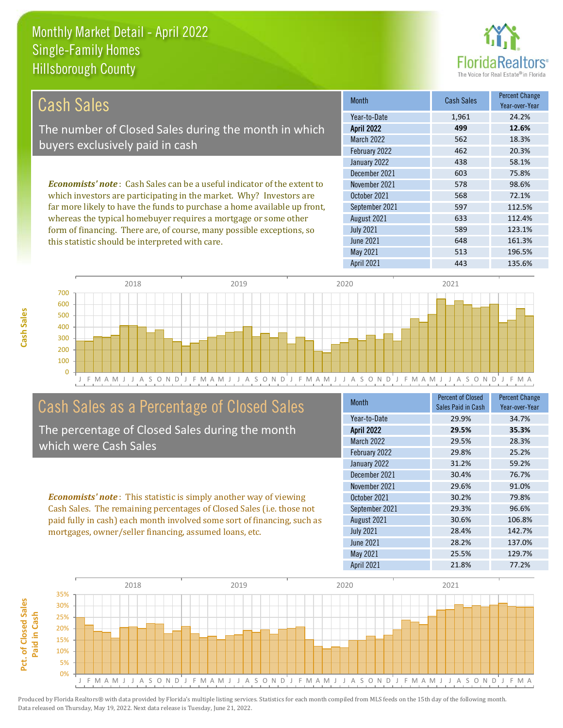# Monthly Market Detail - April 2022
## Single-Family Homes
## Hillsborough County

## Cash Sales

The number of Closed Sales during the month in which buyers exclusively paid in cash

*Economists' note*: Cash Sales can be a useful indicator of the extent to which investors are participating in the market. Why? Investors are far more likely to have the funds to purchase a home available up front, whereas the typical homebuyer requires a mortgage or some other form of financing. There are, of course, many possible exceptions, so this statistic should be interpreted with care.

| Month | Cash Sales | Percent Change Year-over-Year |
|---|---|---|
| Year-to-Date | 1,961 | 24.2% |
| **April 2022** | **499** | **12.6%** |
| March 2022 | 562 | 18.3% |
| February 2022 | 462 | 20.3% |
| January 2022 | 438 | 58.1% |
| December 2021 | 603 | 75.8% |
| November 2021 | 578 | 98.6% |
| October 2021 | 568 | 72.1% |
| September 2021 | 597 | 112.5% |
| August 2021 | 633 | 112.4% |
| July 2021 | 589 | 123.1% |
| June 2021 | 648 | 161.3% |
| May 2021 | 513 | 196.5% |
| April 2021 | 443 | 135.6% |

## Cash Sales as a Percentage of Closed Sales

The percentage of Closed Sales during the month which were Cash Sales

*Economists' note*: This statistic is simply another way of viewing Cash Sales. The remaining percentages of Closed Sales (i.e. those not paid fully in cash) each month involved some sort of financing, such as mortgages, owner/seller financing, assumed loans, etc.

| Month | Percent of Closed Sales Paid in Cash | Percent Change Year-over-Year |
|---|---|---|
| Year-to-Date | 29.9% | 34.7% |
| **April 2022** | **29.5%** | **35.3%** |
| March 2022 | 29.5% | 28.3% |
| February 2022 | 29.8% | 25.2% |
| January 2022 | 31.2% | 59.2% |
| December 2021 | 30.4% | 76.7% |
| November 2021 | 29.6% | 91.0% |
| October 2021 | 30.2% | 79.8% |
| September 2021 | 29.3% | 96.6% |
| August 2021 | 30.6% | 106.8% |
| July 2021 | 28.4% | 142.7% |
| June 2021 | 28.2% | 137.0% |
| May 2021 | 25.5% | 129.7% |
| April 2021 | 21.8% | 77.2% |

Produced by Florida Realtors® with data provided by Florida's multiple listing services. Statistics for each month compiled from MLS feeds on the 15th day of the following month. Data released on Thursday, May 19, 2022. Next data release is Tuesday, June 21, 2022.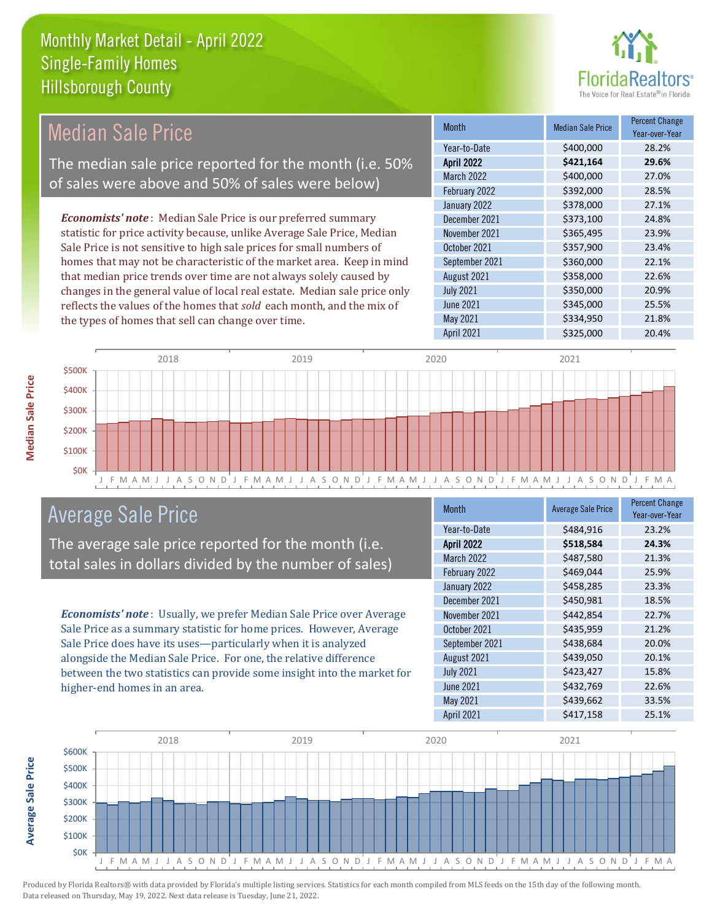# Monthly Market Detail - April 2022
## Single-Family Homes
## Hillsborough County

## Median Sale Price

The median sale price reported for the month (i.e. 50% of sales were above and 50% of sales were below)

***Economists' note***: Median Sale Price is our preferred summary statistic for price activity because, unlike Average Sale Price, Median Sale Price is not sensitive to high sale prices for small numbers of homes that may not be characteristic of the market area. Keep in mind that median price trends over time are not always solely caused by changes in the general value of local real estate. Median sale price only reflects the values of the homes that *sold* each month, and the mix of the types of homes that sell can change over time.

| Month | Median Sale Price | Percent Change Year-over-Year |
|---|---|---|
| Year-to-Date | $400,000 | 28.2% |
| **April 2022** | **$421,164** | **29.6%** |
| March 2022 | $400,000 | 27.0% |
| February 2022 | $392,000 | 28.5% |
| January 2022 | $378,000 | 27.1% |
| December 2021 | $373,100 | 24.8% |
| November 2021 | $365,495 | 23.9% |
| October 2021 | $357,900 | 23.4% |
| September 2021 | $360,000 | 22.1% |
| August 2021 | $358,000 | 22.6% |
| July 2021 | $350,000 | 20.9% |
| June 2021 | $345,000 | 25.5% |
| May 2021 | $334,950 | 21.8% |
| April 2021 | $325,000 | 20.4% |

## Average Sale Price

The average sale price reported for the month (i.e. total sales in dollars divided by the number of sales)

***Economists' note***: Usually, we prefer Median Sale Price over Average Sale Price as a summary statistic for home prices. However, Average Sale Price does have its uses—particularly when it is analyzed alongside the Median Sale Price. For one, the relative difference between the two statistics can provide some insight into the market for higher-end homes in an area.

| Month | Average Sale Price | Percent Change Year-over-Year |
|---|---|---|
| Year-to-Date | $484,916 | 23.2% |
| **April 2022** | **$518,584** | **24.3%** |
| March 2022 | $487,580 | 21.3% |
| February 2022 | $469,044 | 25.9% |
| January 2022 | $458,285 | 23.3% |
| December 2021 | $450,981 | 18.5% |
| November 2021 | $442,854 | 22.7% |
| October 2021 | $435,959 | 21.2% |
| September 2021 | $438,684 | 20.0% |
| August 2021 | $439,050 | 20.1% |
| July 2021 | $423,427 | 15.8% |
| June 2021 | $432,769 | 22.6% |
| May 2021 | $439,662 | 33.5% |
| April 2021 | $417,158 | 25.1% |

Produced by Florida Realtors® with data provided by Florida's multiple listing services. Statistics for each month compiled from MLS feeds on the 15th day of the following month. Data released on Thursday, May 19, 2022. Next data release is Tuesday, June 21, 2022.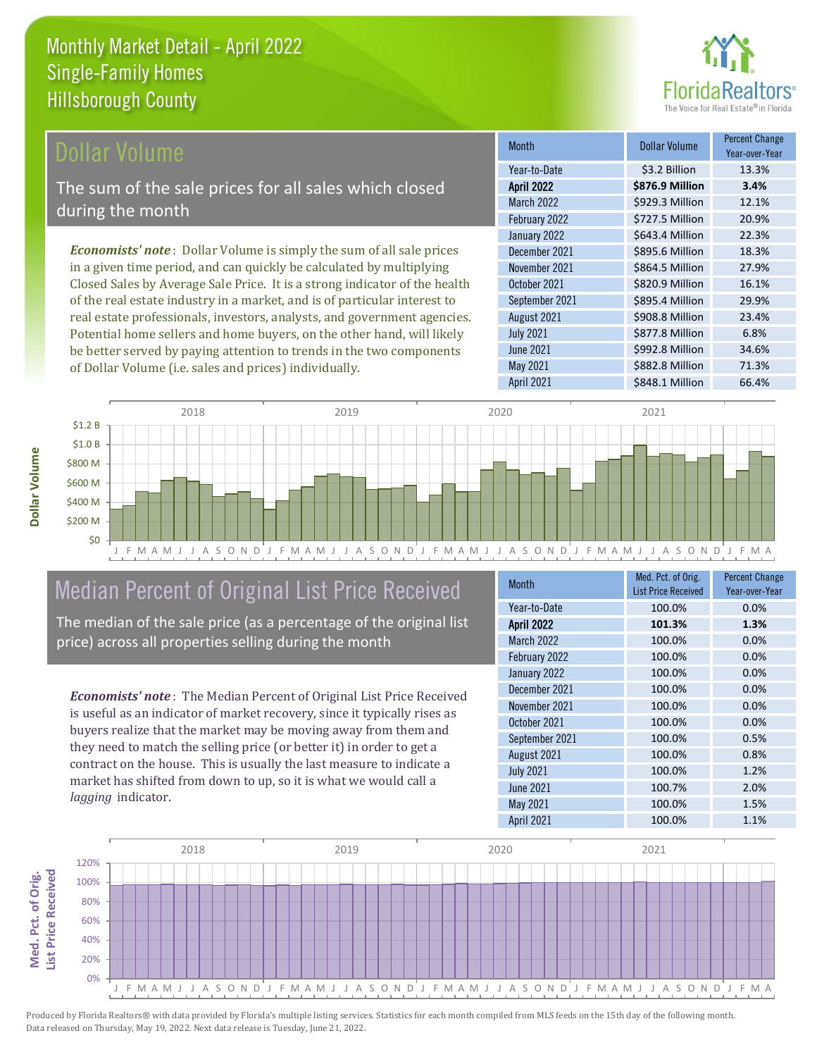# Monthly Market Detail - April 2022
## Single-Family Homes
## Hillsborough County

## Dollar Volume

The sum of the sale prices for all sales which closed during the month

*Economists' note*: Dollar Volume is simply the sum of all sale prices in a given time period, and can quickly be calculated by multiplying Closed Sales by Average Sale Price. It is a strong indicator of the health of the real estate industry in a market, and is of particular interest to real estate professionals, investors, analysts, and government agencies. Potential home sellers and home buyers, on the other hand, will likely be better served by paying attention to trends in the two components of Dollar Volume (i.e. sales and prices) individually.

| Month | Dollar Volume | Percent Change Year-over-Year |
|---|---|---|
| Year-to-Date | $3.2 Billion | 13.3% |
| **April 2022** | **$876.9 Million** | **3.4%** |
| March 2022 | $929.3 Million | 12.1% |
| February 2022 | $727.5 Million | 20.9% |
| January 2022 | $643.4 Million | 22.3% |
| December 2021 | $895.6 Million | 18.3% |
| November 2021 | $864.5 Million | 27.9% |
| October 2021 | $820.9 Million | 16.1% |
| September 2021 | $895.4 Million | 29.9% |
| August 2021 | $908.8 Million | 23.4% |
| July 2021 | $877.8 Million | 6.8% |
| June 2021 | $992.8 Million | 34.6% |
| May 2021 | $882.8 Million | 71.3% |
| April 2021 | $848.1 Million | 66.4% |

## Median Percent of Original List Price Received

The median of the sale price (as a percentage of the original list price) across all properties selling during the month

*Economists' note*: The Median Percent of Original List Price Received is useful as an indicator of market recovery, since it typically rises as buyers realize that the market may be moving away from them and they need to match the selling price (or better it) in order to get a contract on the house. This is usually the last measure to indicate a market has shifted from down to up, so it is what we would call a *lagging* indicator.

| Month | Med. Pct. of Orig. List Price Received | Percent Change Year-over-Year |
|---|---|---|
| Year-to-Date | 100.0% | 0.0% |
| **April 2022** | **101.3%** | **1.3%** |
| March 2022 | 100.0% | 0.0% |
| February 2022 | 100.0% | 0.0% |
| January 2022 | 100.0% | 0.0% |
| December 2021 | 100.0% | 0.0% |
| November 2021 | 100.0% | 0.0% |
| October 2021 | 100.0% | 0.0% |
| September 2021 | 100.0% | 0.5% |
| August 2021 | 100.0% | 0.8% |
| July 2021 | 100.0% | 1.2% |
| June 2021 | 100.7% | 2.0% |
| May 2021 | 100.0% | 1.5% |
| April 2021 | 100.0% | 1.1% |

Produced by Florida Realtors® with data provided by Florida's multiple listing services. Statistics for each month compiled from MLS feeds on the 15th day of the following month. Data released on Thursday, May 19, 2022. Next data release is Tuesday, June 21, 2022.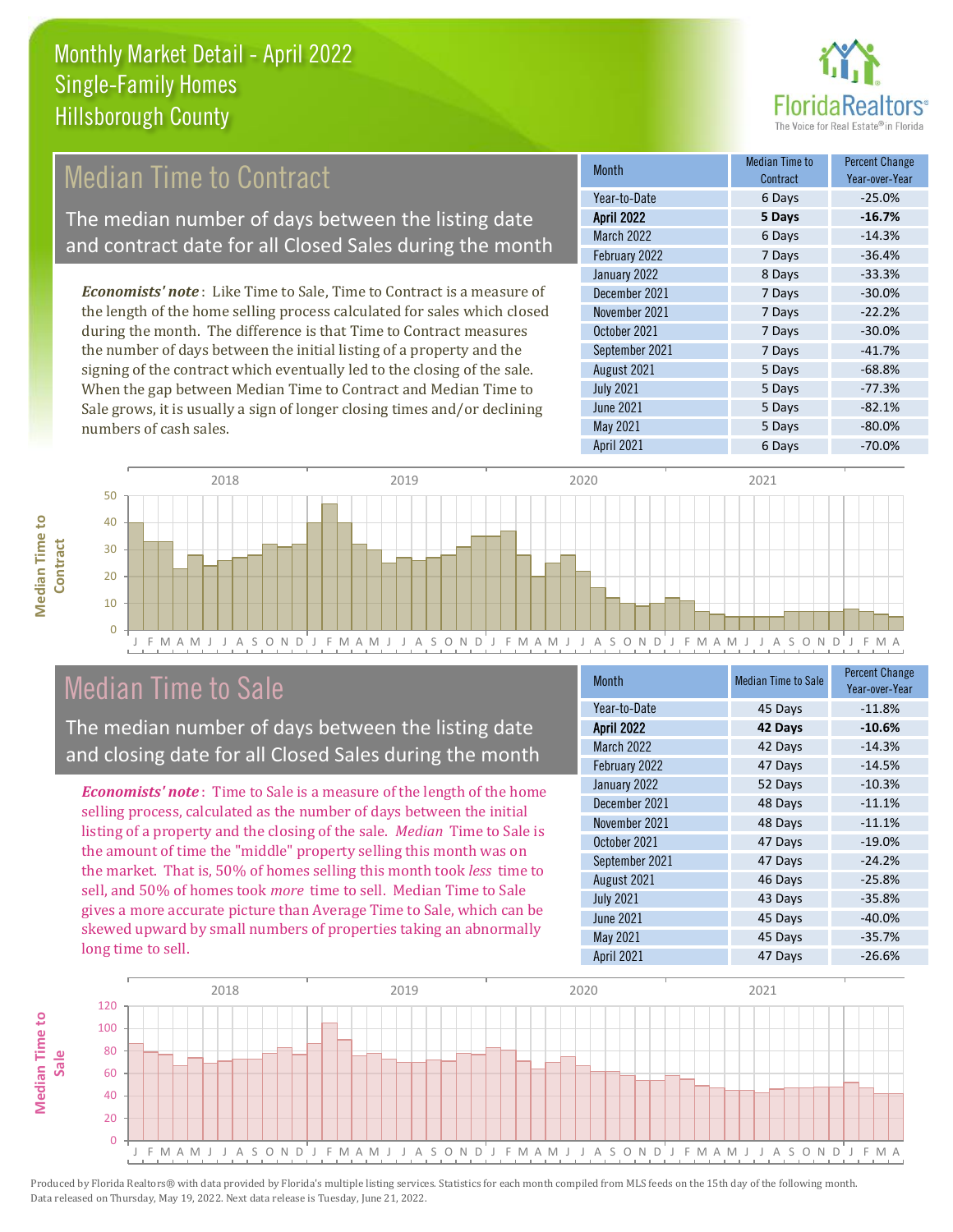# Monthly Market Detail - April 2022
## Single-Family Homes
## Hillsborough County

## Median Time to Contract

The median number of days between the listing date and contract date for all Closed Sales during the month

*Economists' note*: Like Time to Sale, Time to Contract is a measure of the length of the home selling process calculated for sales which closed during the month. The difference is that Time to Contract measures the number of days between the initial listing of a property and the signing of the contract which eventually led to the closing of the sale. When the gap between Median Time to Contract and Median Time to Sale grows, it is usually a sign of longer closing times and/or declining numbers of cash sales.

| Month | Median Time to Contract | Percent Change Year-over-Year |
|---|---|---|
| Year-to-Date | 6 Days | -25.0% |
| **April 2022** | **5 Days** | **-16.7%** |
| March 2022 | 6 Days | -14.3% |
| February 2022 | 7 Days | -36.4% |
| January 2022 | 8 Days | -33.3% |
| December 2021 | 7 Days | -30.0% |
| November 2021 | 7 Days | -22.2% |
| October 2021 | 7 Days | -30.0% |
| September 2021 | 7 Days | -41.7% |
| August 2021 | 5 Days | -68.8% |
| July 2021 | 5 Days | -77.3% |
| June 2021 | 5 Days | -82.1% |
| May 2021 | 5 Days | -80.0% |
| April 2021 | 6 Days | -70.0% |

## Median Time to Sale

The median number of days between the listing date and closing date for all Closed Sales during the month

*Economists' note*: Time to Sale is a measure of the length of the home selling process, calculated as the number of days between the initial listing of a property and the closing of the sale. *Median* Time to Sale is the amount of time the "middle" property selling this month was on the market. That is, 50% of homes selling this month took *less* time to sell, and 50% of homes took *more* time to sell. Median Time to Sale gives a more accurate picture than Average Time to Sale, which can be skewed upward by small numbers of properties taking an abnormally long time to sell.

| Month | Median Time to Sale | Percent Change Year-over-Year |
|---|---|---|
| Year-to-Date | 45 Days | -11.8% |
| **April 2022** | **42 Days** | **-10.6%** |
| March 2022 | 42 Days | -14.3% |
| February 2022 | 47 Days | -14.5% |
| January 2022 | 52 Days | -10.3% |
| December 2021 | 48 Days | -11.1% |
| November 2021 | 48 Days | -11.1% |
| October 2021 | 47 Days | -19.0% |
| September 2021 | 47 Days | -24.2% |
| August 2021 | 46 Days | -25.8% |
| July 2021 | 43 Days | -35.8% |
| June 2021 | 45 Days | -40.0% |
| May 2021 | 45 Days | -35.7% |
| April 2021 | 47 Days | -26.6% |

Produced by Florida Realtors® with data provided by Florida's multiple listing services. Statistics for each month compiled from MLS feeds on the 15th day of the following month. Data released on Thursday, May 19, 2022. Next data release is Tuesday, June 21, 2022.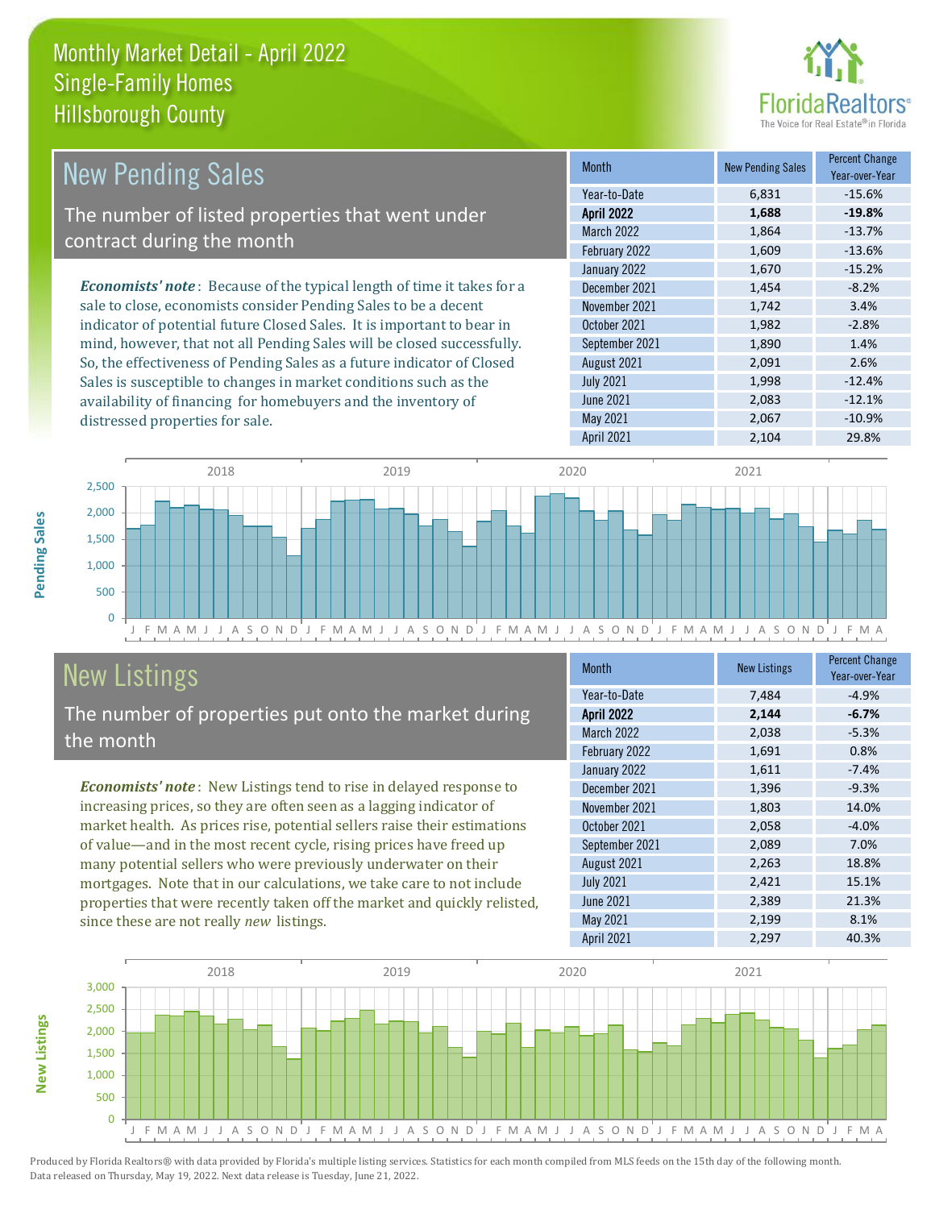# Monthly Market Detail - April 2022
## Single-Family Homes
## Hillsborough County

## New Pending Sales

The number of listed properties that went under contract during the month

***Economists' note***: Because of the typical length of time it takes for a sale to close, economists consider Pending Sales to be a decent indicator of potential future Closed Sales. It is important to bear in mind, however, that not all Pending Sales will be closed successfully. So, the effectiveness of Pending Sales as a future indicator of Closed Sales is susceptible to changes in market conditions such as the availability of financing for homebuyers and the inventory of distressed properties for sale.

| Month | New Pending Sales | Percent Change Year-over-Year |
|---|---|---|
| Year-to-Date | 6,831 | -15.6% |
| **April 2022** | **1,688** | **-19.8%** |
| March 2022 | 1,864 | -13.7% |
| February 2022 | 1,609 | -13.6% |
| January 2022 | 1,670 | -15.2% |
| December 2021 | 1,454 | -8.2% |
| November 2021 | 1,742 | 3.4% |
| October 2021 | 1,982 | -2.8% |
| September 2021 | 1,890 | 1.4% |
| August 2021 | 2,091 | 2.6% |
| July 2021 | 1,998 | -12.4% |
| June 2021 | 2,083 | -12.1% |
| May 2021 | 2,067 | -10.9% |
| April 2021 | 2,104 | 29.8% |

## New Listings

The number of properties put onto the market during the month

***Economists' note***: New Listings tend to rise in delayed response to increasing prices, so they are often seen as a lagging indicator of market health. As prices rise, potential sellers raise their estimations of value—and in the most recent cycle, rising prices have freed up many potential sellers who were previously underwater on their mortgages. Note that in our calculations, we take care to not include properties that were recently taken off the market and quickly relisted, since these are not really *new* listings.

| Month | New Listings | Percent Change Year-over-Year |
|---|---|---|
| Year-to-Date | 7,484 | -4.9% |
| **April 2022** | **2,144** | **-6.7%** |
| March 2022 | 2,038 | -5.3% |
| February 2022 | 1,691 | 0.8% |
| January 2022 | 1,611 | -7.4% |
| December 2021 | 1,396 | -9.3% |
| November 2021 | 1,803 | 14.0% |
| October 2021 | 2,058 | -4.0% |
| September 2021 | 2,089 | 7.0% |
| August 2021 | 2,263 | 18.8% |
| July 2021 | 2,421 | 15.1% |
| June 2021 | 2,389 | 21.3% |
| May 2021 | 2,199 | 8.1% |
| April 2021 | 2,297 | 40.3% |

Produced by Florida Realtors® with data provided by Florida's multiple listing services. Statistics for each month compiled from MLS feeds on the 15th day of the following month. Data released on Thursday, May 19, 2022. Next data release is Tuesday, June 21, 2022.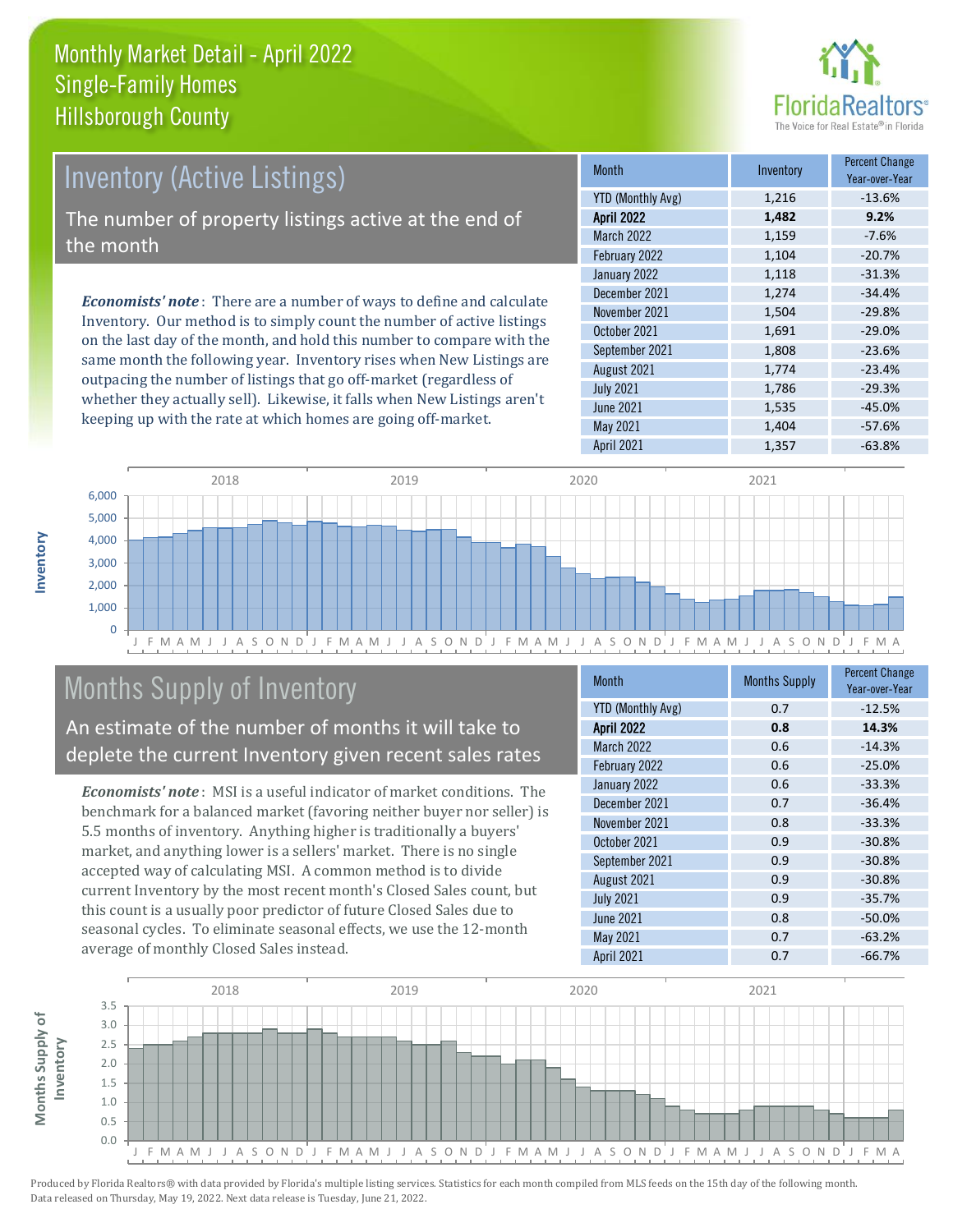# Monthly Market Detail - April 2022
## Single-Family Homes
## Hillsborough County

## Inventory (Active Listings)

The number of property listings active at the end of the month

***Economists' note***: There are a number of ways to define and calculate Inventory. Our method is to simply count the number of active listings on the last day of the month, and hold this number to compare with the same month the following year. Inventory rises when New Listings are outpacing the number of listings that go off-market (regardless of whether they actually sell). Likewise, it falls when New Listings aren't keeping up with the rate at which homes are going off-market.

| Month | Inventory | Percent Change Year-over-Year |
|---|---|---|
| YTD (Monthly Avg) | 1,216 | -13.6% |
| **April 2022** | **1,482** | **9.2%** |
| March 2022 | 1,159 | -7.6% |
| February 2022 | 1,104 | -20.7% |
| January 2022 | 1,118 | -31.3% |
| December 2021 | 1,274 | -34.4% |
| November 2021 | 1,504 | -29.8% |
| October 2021 | 1,691 | -29.0% |
| September 2021 | 1,808 | -23.6% |
| August 2021 | 1,774 | -23.4% |
| July 2021 | 1,786 | -29.3% |
| June 2021 | 1,535 | -45.0% |
| May 2021 | 1,404 | -57.6% |
| April 2021 | 1,357 | -63.8% |

## Months Supply of Inventory

An estimate of the number of months it will take to deplete the current Inventory given recent sales rates

***Economists' note***: MSI is a useful indicator of market conditions. The benchmark for a balanced market (favoring neither buyer nor seller) is 5.5 months of inventory. Anything higher is traditionally a buyers' market, and anything lower is a sellers' market. There is no single accepted way of calculating MSI. A common method is to divide current Inventory by the most recent month's Closed Sales count, but this count is a usually poor predictor of future Closed Sales due to seasonal cycles. To eliminate seasonal effects, we use the 12-month average of monthly Closed Sales instead.

| Month | Months Supply | Percent Change Year-over-Year |
|---|---|---|
| YTD (Monthly Avg) | 0.7 | -12.5% |
| **April 2022** | **0.8** | **14.3%** |
| March 2022 | 0.6 | -14.3% |
| February 2022 | 0.6 | -25.0% |
| January 2022 | 0.6 | -33.3% |
| December 2021 | 0.7 | -36.4% |
| November 2021 | 0.8 | -33.3% |
| October 2021 | 0.9 | -30.8% |
| September 2021 | 0.9 | -30.8% |
| August 2021 | 0.9 | -30.8% |
| July 2021 | 0.9 | -35.7% |
| June 2021 | 0.8 | -50.0% |
| May 2021 | 0.7 | -63.2% |
| April 2021 | 0.7 | -66.7% |

Produced by Florida Realtors® with data provided by Florida's multiple listing services. Statistics for each month compiled from MLS feeds on the 15th day of the following month. Data released on Thursday, May 19, 2022. Next data release is Tuesday, June 21, 2022.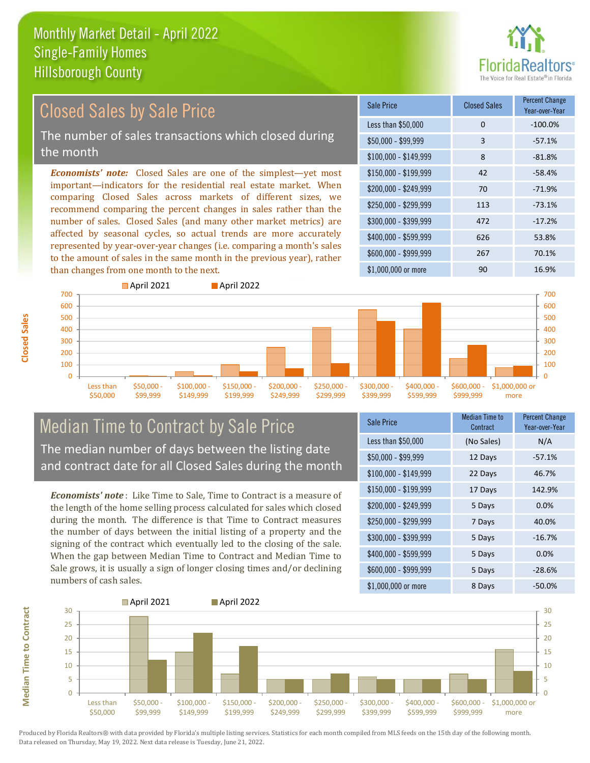# Monthly Market Detail - April 2022
## Single-Family Homes
## Hillsborough County

## Closed Sales by Sale Price

The number of sales transactions which closed during the month

***Economists' note:*** Closed Sales are one of the simplest—yet most important—indicators for the residential real estate market. When comparing Closed Sales across markets of different sizes, we recommend comparing the percent changes in sales rather than the number of sales. Closed Sales (and many other market metrics) are affected by seasonal cycles, so actual trends are more accurately represented by year-over-year changes (i.e. comparing a month's sales to the amount of sales in the same month in the previous year), rather than changes from one month to the next.

| Sale Price | Closed Sales | Percent Change Year-over-Year |
|---|---|---|
| Less than $50,000 | 0 | -100.0% |
| $50,000 - $99,999 | 3 | -57.1% |
| $100,000 - $149,999 | 8 | -81.8% |
| $150,000 - $199,999 | 42 | -58.4% |
| $200,000 - $249,999 | 70 | -71.9% |
| $250,000 - $299,999 | 113 | -73.1% |
| $300,000 - $399,999 | 472 | -17.2% |
| $400,000 - $599,999 | 626 | 53.8% |
| $600,000 - $999,999 | 267 | 70.1% |
| $1,000,000 or more | 90 | 16.9% |

## Median Time to Contract by Sale Price

The median number of days between the listing date and contract date for all Closed Sales during the month

***Economists' note*** : Like Time to Sale, Time to Contract is a measure of the length of the home selling process calculated for sales which closed during the month. The difference is that Time to Contract measures the number of days between the initial listing of a property and the signing of the contract which eventually led to the closing of the sale. When the gap between Median Time to Contract and Median Time to Sale grows, it is usually a sign of longer closing times and/or declining numbers of cash sales.

| Sale Price | Median Time to Contract | Percent Change Year-over-Year |
|---|---|---|
| Less than $50,000 | (No Sales) | N/A |
| $50,000 - $99,999 | 12 Days | -57.1% |
| $100,000 - $149,999 | 22 Days | 46.7% |
| $150,000 - $199,999 | 17 Days | 142.9% |
| $200,000 - $249,999 | 5 Days | 0.0% |
| $250,000 - $299,999 | 7 Days | 40.0% |
| $300,000 - $399,999 | 5 Days | -16.7% |
| $400,000 - $599,999 | 5 Days | 0.0% |
| $600,000 - $999,999 | 5 Days | -28.6% |
| $1,000,000 or more | 8 Days | -50.0% |

Produced by Florida Realtors® with data provided by Florida's multiple listing services. Statistics for each month compiled from MLS feeds on the 15th day of the following month. Data released on Thursday, May 19, 2022. Next data release is Tuesday, June 21, 2022.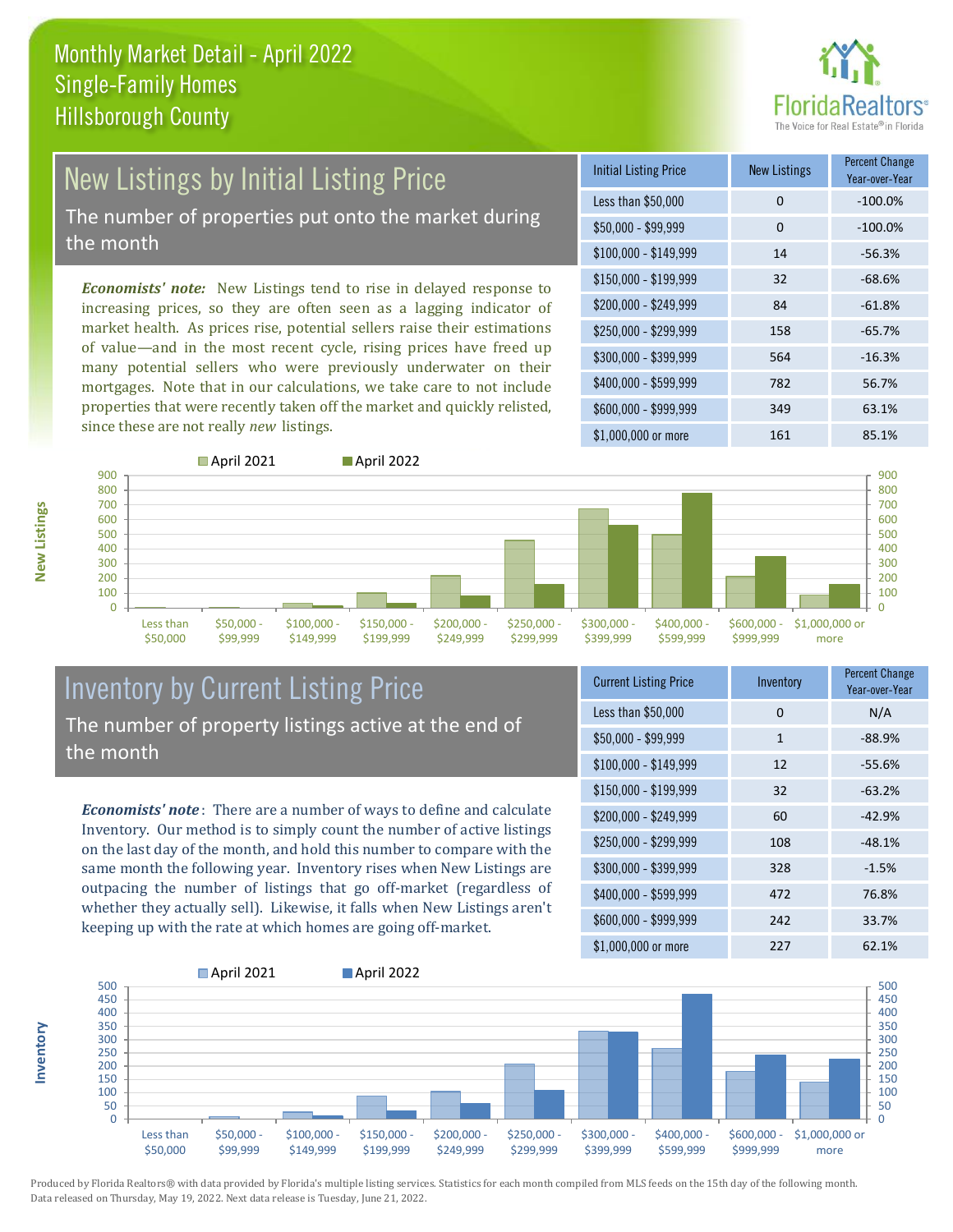Monthly Market Detail - April 2022
Single-Family Homes
Hillsborough County

# New Listings by Initial Listing Price

The number of properties put onto the market during the month

***Economists' note:*** New Listings tend to rise in delayed response to increasing prices, so they are often seen as a lagging indicator of market health. As prices rise, potential sellers raise their estimations of value—and in the most recent cycle, rising prices have freed up many potential sellers who were previously underwater on their mortgages. Note that in our calculations, we take care to not include properties that were recently taken off the market and quickly relisted, since these are not really *new* listings.

| Initial Listing Price | New Listings | Percent Change Year-over-Year |
|---|---|---|
| Less than $50,000 | 0 | -100.0% |
| $50,000 - $99,999 | 0 | -100.0% |
| $100,000 - $149,999 | 14 | -56.3% |
| $150,000 - $199,999 | 32 | -68.6% |
| $200,000 - $249,999 | 84 | -61.8% |
| $250,000 - $299,999 | 158 | -65.7% |
| $300,000 - $399,999 | 564 | -16.3% |
| $400,000 - $599,999 | 782 | 56.7% |
| $600,000 - $999,999 | 349 | 63.1% |
| $1,000,000 or more | 161 | 85.1% |

# Inventory by Current Listing Price

The number of property listings active at the end of the month

***Economists' note*:** There are a number of ways to define and calculate Inventory. Our method is to simply count the number of active listings on the last day of the month, and hold this number to compare with the same month the following year. Inventory rises when New Listings are outpacing the number of listings that go off-market (regardless of whether they actually sell). Likewise, it falls when New Listings aren't keeping up with the rate at which homes are going off-market.

| Current Listing Price | Inventory | Percent Change Year-over-Year |
|---|---|---|
| Less than $50,000 | 0 | N/A |
| $50,000 - $99,999 | 1 | -88.9% |
| $100,000 - $149,999 | 12 | -55.6% |
| $150,000 - $199,999 | 32 | -63.2% |
| $200,000 - $249,999 | 60 | -42.9% |
| $250,000 - $299,999 | 108 | -48.1% |
| $300,000 - $399,999 | 328 | -1.5% |
| $400,000 - $599,999 | 472 | 76.8% |
| $600,000 - $999,999 | 242 | 33.7% |
| $1,000,000 or more | 227 | 62.1% |

Produced by Florida Realtors® with data provided by Florida's multiple listing services. Statistics for each month compiled from MLS feeds on the 15th day of the following month. Data released on Thursday, May 19, 2022. Next data release is Tuesday, June 21, 2022.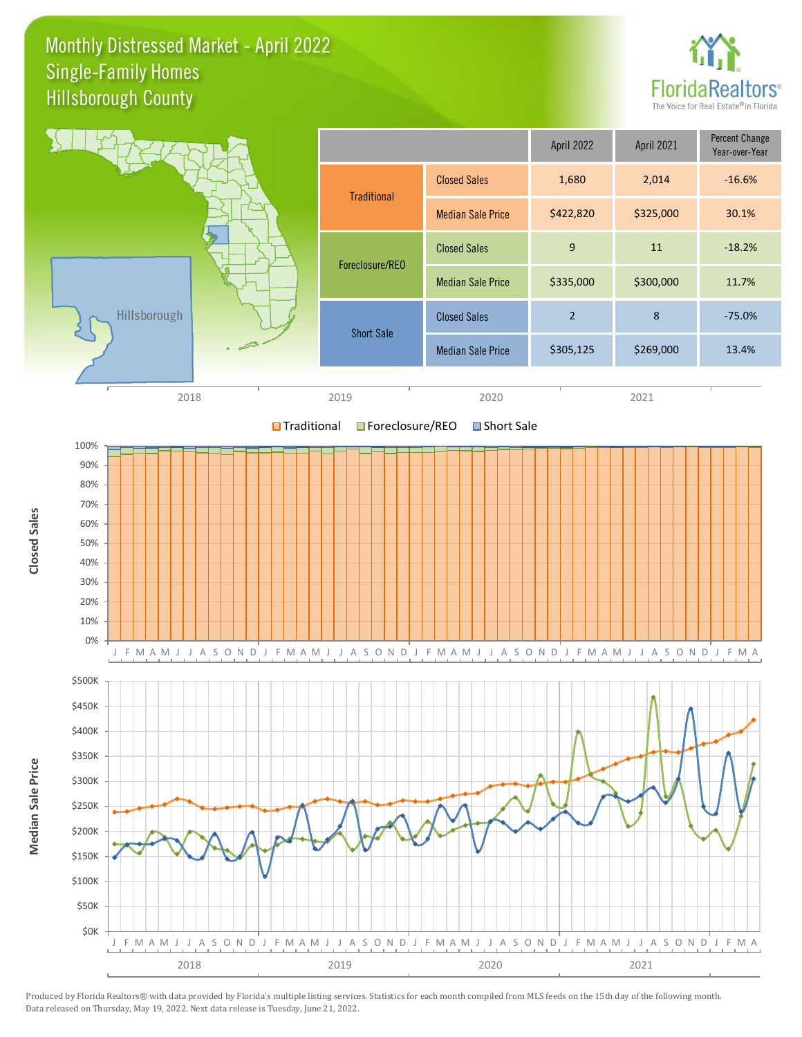# Monthly Distressed Market - April 2022
## Single-Family Homes
## Hillsborough County

FloridaRealtors® The Voice for Real Estate® in Florida

Hillsborough

| | | April 2022 | April 2021 | Percent Change Year-over-Year |
|---|---|---|---|---|
| Traditional | Closed Sales | 1,680 | 2,014 | -16.6% |
| | Median Sale Price | $422,820 | $325,000 | 30.1% |
| Foreclosure/REO | Closed Sales | 9 | 11 | -18.2% |
| | Median Sale Price | $335,000 | $300,000 | 11.7% |
| Short Sale | Closed Sales | 2 | 8 | -75.0% |
| | Median Sale Price | $305,125 | $269,000 | 13.4% |

2018 2019 2020 2021

Traditional Foreclosure/REO Short Sale

Closed Sales

100% 90% 80% 70% 60% 50% 40% 30% 20% 10% 0%

J F M A M J J A S O N D J F M A M J J A S O N D J F M A M J J A S O N D J F M A M J J A S O N D J F M A

Median Sale Price

$500K $450K $400K $350K $300K $250K $200K $150K $100K $50K $0K

J F M A M J J A S O N D J F M A M J J A S O N D J F M A M J J A S O N D J F M A M J J A S O N D J F M A

2018 2019 2020 2021

Produced by Florida Realtors® with data provided by Florida's multiple listing services. Statistics for each month compiled from MLS feeds on the 15th day of the following month.
Data released on Thursday, May 19, 2022. Next data release is Tuesday, June 21, 2022.